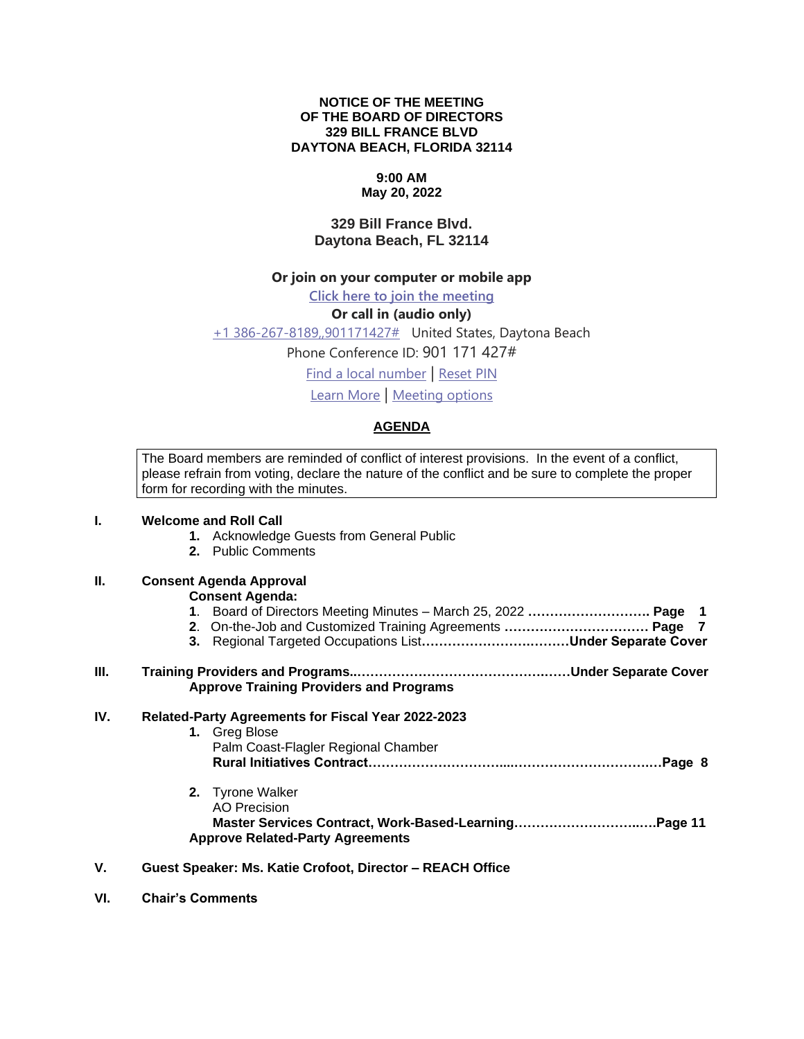**NOTICE OF THE MEETING**
**OF THE BOARD OF DIRECTORS**
**329 BILL FRANCE BLVD**
**DAYTONA BEACH, FLORIDA 32114**

**9:00 AM**
**May 20, 2022**

**329 Bill France Blvd.**
**Daytona Beach, FL 32114**

**Or join on your computer or mobile app**

Click here to join the meeting

**Or call in (audio only)**

+1 386-267-8189,,901171427# United States, Daytona Beach

Phone Conference ID: 901 171 427#

Find a local number | Reset PIN

Learn More | Meeting options

## AGENDA

> The Board members are reminded of conflict of interest provisions. In the event of a conflict, please refrain from voting, declare the nature of the conflict and be sure to complete the proper form for recording with the minutes.

**I. Welcome and Roll Call**

1. Acknowledge Guests from General Public
2. Public Comments

**II. Consent Agenda Approval**

**Consent Agenda:**

1. Board of Directors Meeting Minutes – March 25, 2022 **……………………… Page 1**
2. On-the-Job and Customized Training Agreements **…………………………… Page 7**
3. Regional Targeted Occupations List**……………………….………Under Separate Cover**

**III. Training Providers and Programs..………………………………………..……Under Separate Cover**

**Approve Training Providers and Programs**

**IV. Related-Party Agreements for Fiscal Year 2022-2023**

1. Greg Blose
   Palm Coast-Flagler Regional Chamber
   **Rural Initiatives Contract……………………………....……………………………..…Page 8**

2. Tyrone Walker
   AO Precision
   **Master Services Contract, Work-Based-Learning……………………………..….Page 11**

**Approve Related-Party Agreements**

**V. Guest Speaker: Ms. Katie Crofoot, Director – REACH Office**

**VI. Chair's Comments**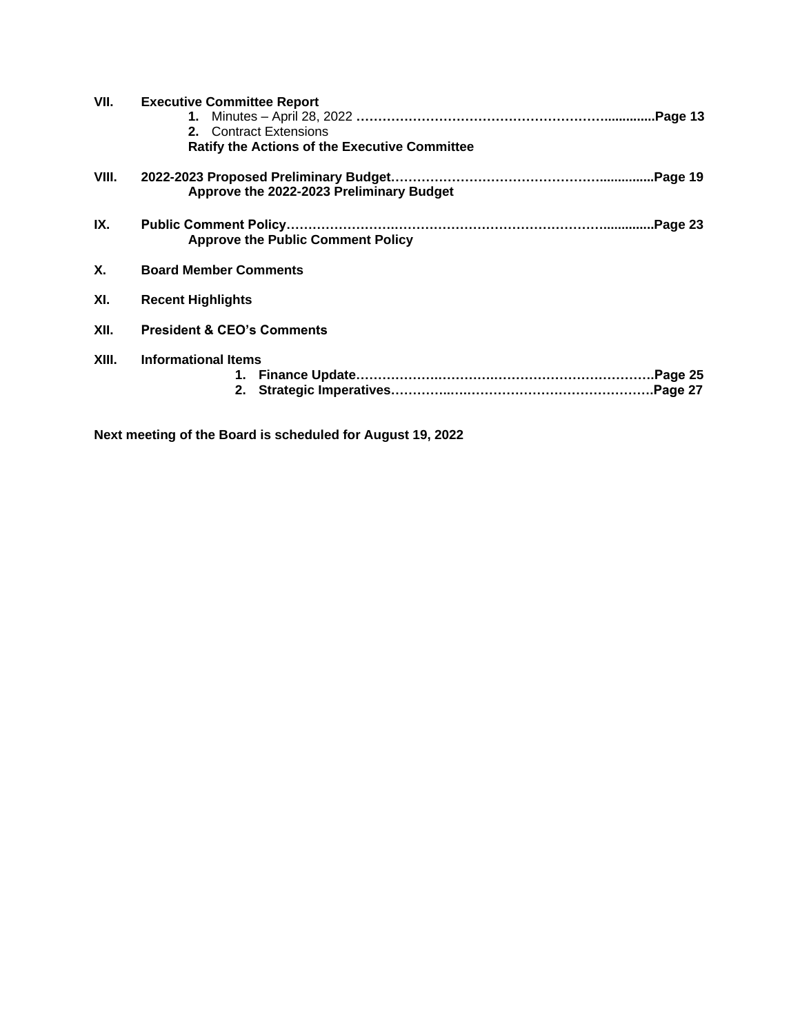**VII. Executive Committee Report**

1. Minutes – April 28, 2022 ……………………………………………………..............**Page 13**
2. Contract Extensions

**Ratify the Actions of the Executive Committee**

**VIII. 2022-2023 Proposed Preliminary Budget…………………………………………...............Page 19**

**Approve the 2022-2023 Preliminary Budget**

**IX. Public Comment Policy………………….…………………………………………..............Page 23**

**Approve the Public Comment Policy**

**X. Board Member Comments**

**XI. Recent Highlights**

**XII. President & CEO's Comments**

**XIII. Informational Items**

1. **Finance Update…………….………….…………………………….Page 25**
2. **Strategic Imperatives…………..….…………………………………….Page 27**

**Next meeting of the Board is scheduled for August 19, 2022**